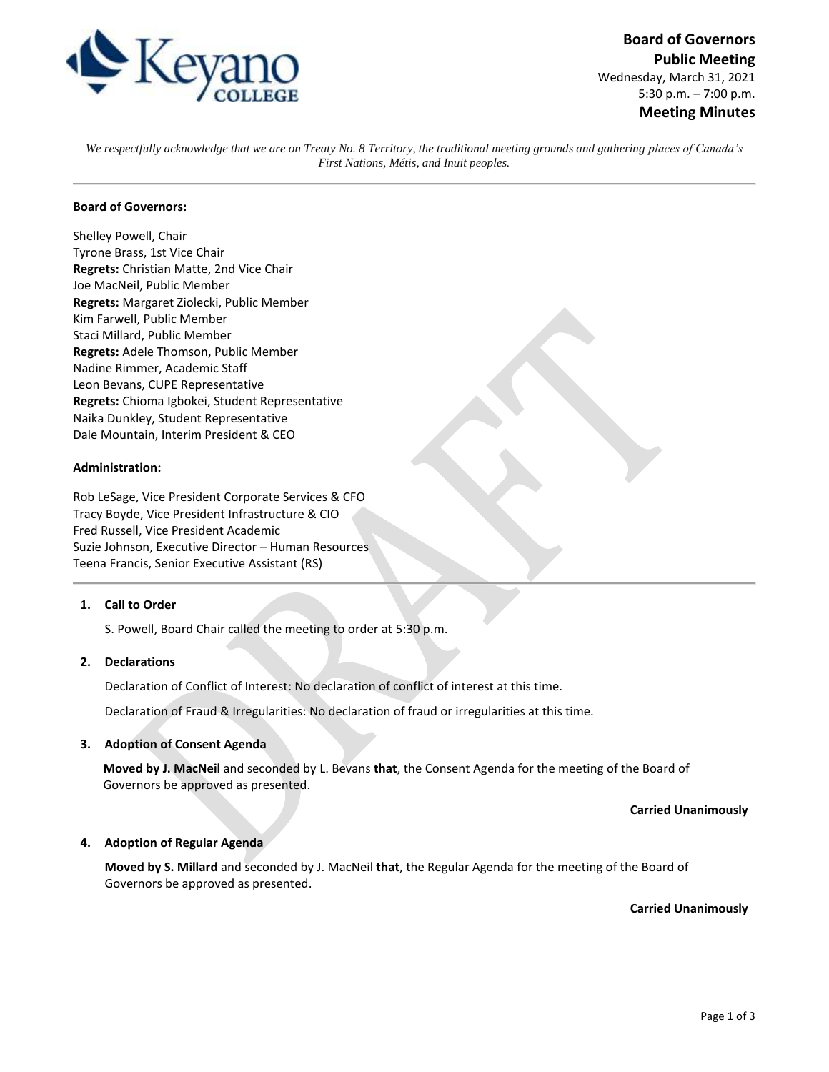**Board of Governors**
**Public Meeting**
Wednesday, March 31, 2021
5:30 p.m. – 7:00 p.m.
**Meeting Minutes**

*We respectfully acknowledge that we are on Treaty No. 8 Territory, the traditional meeting grounds and gathering places of Canada's First Nations, Métis, and Inuit peoples.*

---

**Board of Governors:**

Shelley Powell, Chair
Tyrone Brass, 1st Vice Chair
**Regrets:** Christian Matte, 2nd Vice Chair
Joe MacNeil, Public Member
**Regrets:** Margaret Ziolecki, Public Member
Kim Farwell, Public Member
Staci Millard, Public Member
**Regrets:** Adele Thomson, Public Member
Nadine Rimmer, Academic Staff
Leon Bevans, CUPE Representative
**Regrets:** Chioma Igbokei, Student Representative
Naika Dunkley, Student Representative
Dale Mountain, Interim President & CEO

**Administration:**

Rob LeSage, Vice President Corporate Services & CFO
Tracy Boyde, Vice President Infrastructure & CIO
Fred Russell, Vice President Academic
Suzie Johnson, Executive Director – Human Resources
Teena Francis, Senior Executive Assistant (RS)

---

## 1. Call to Order

S. Powell, Board Chair called the meeting to order at 5:30 p.m.

## 2. Declarations

Declaration of Conflict of Interest: No declaration of conflict of interest at this time.

Declaration of Fraud & Irregularities: No declaration of fraud or irregularities at this time.

## 3. Adoption of Consent Agenda

**Moved by J. MacNeil** and seconded by L. Bevans **that**, the Consent Agenda for the meeting of the Board of Governors be approved as presented.

**Carried Unanimously**

## 4. Adoption of Regular Agenda

**Moved by S. Millard** and seconded by J. MacNeil **that**, the Regular Agenda for the meeting of the Board of Governors be approved as presented.

**Carried Unanimously**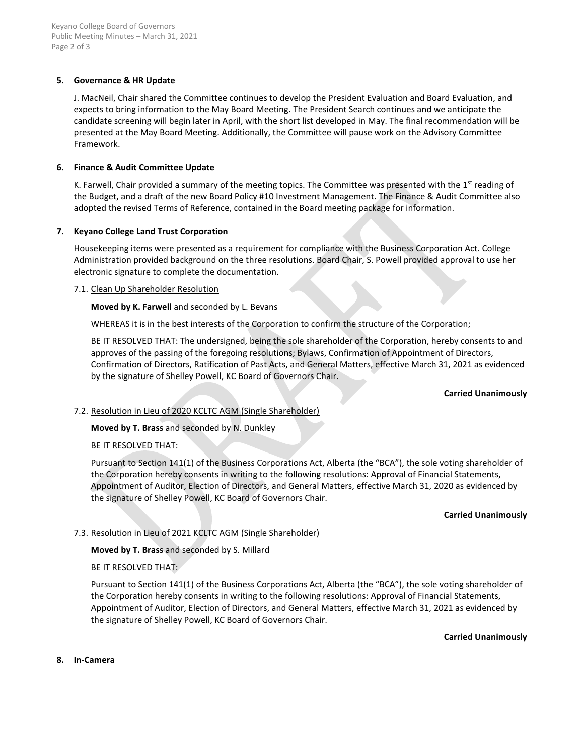**5. Governance & HR Update**

J. MacNeil, Chair shared the Committee continues to develop the President Evaluation and Board Evaluation, and expects to bring information to the May Board Meeting. The President Search continues and we anticipate the candidate screening will begin later in April, with the short list developed in May. The final recommendation will be presented at the May Board Meeting. Additionally, the Committee will pause work on the Advisory Committee Framework.

**6. Finance & Audit Committee Update**

K. Farwell, Chair provided a summary of the meeting topics. The Committee was presented with the 1st reading of the Budget, and a draft of the new Board Policy #10 Investment Management. The Finance & Audit Committee also adopted the revised Terms of Reference, contained in the Board meeting package for information.

**7. Keyano College Land Trust Corporation**

Housekeeping items were presented as a requirement for compliance with the Business Corporation Act. College Administration provided background on the three resolutions. Board Chair, S. Powell provided approval to use her electronic signature to complete the documentation.

7.1. Clean Up Shareholder Resolution

**Moved by K. Farwell** and seconded by L. Bevans

WHEREAS it is in the best interests of the Corporation to confirm the structure of the Corporation;

BE IT RESOLVED THAT: The undersigned, being the sole shareholder of the Corporation, hereby consents to and approves of the passing of the foregoing resolutions; Bylaws, Confirmation of Appointment of Directors, Confirmation of Directors, Ratification of Past Acts, and General Matters, effective March 31, 2021 as evidenced by the signature of Shelley Powell, KC Board of Governors Chair.

**Carried Unanimously**

7.2. Resolution in Lieu of 2020 KCLTC AGM (Single Shareholder)

**Moved by T. Brass** and seconded by N. Dunkley

BE IT RESOLVED THAT:

Pursuant to Section 141(1) of the Business Corporations Act, Alberta (the "BCA"), the sole voting shareholder of the Corporation hereby consents in writing to the following resolutions: Approval of Financial Statements, Appointment of Auditor, Election of Directors, and General Matters, effective March 31, 2020 as evidenced by the signature of Shelley Powell, KC Board of Governors Chair.

**Carried Unanimously**

7.3. Resolution in Lieu of 2021 KCLTC AGM (Single Shareholder)

**Moved by T. Brass** and seconded by S. Millard

BE IT RESOLVED THAT:

Pursuant to Section 141(1) of the Business Corporations Act, Alberta (the "BCA"), the sole voting shareholder of the Corporation hereby consents in writing to the following resolutions: Approval of Financial Statements, Appointment of Auditor, Election of Directors, and General Matters, effective March 31, 2021 as evidenced by the signature of Shelley Powell, KC Board of Governors Chair.

**Carried Unanimously**

**8. In-Camera**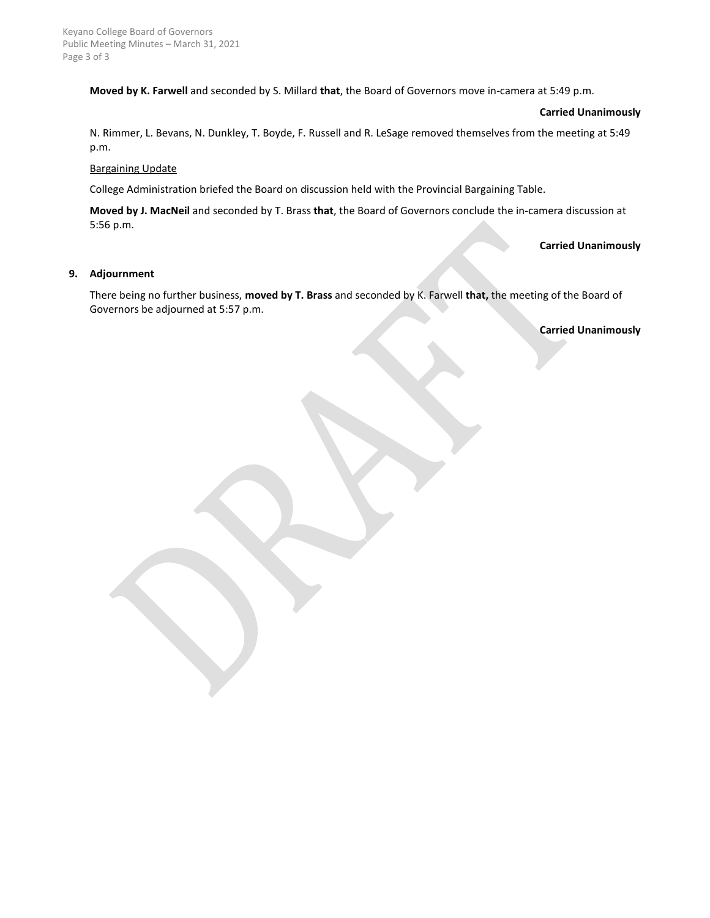**Moved by K. Farwell** and seconded by S. Millard **that**, the Board of Governors move in-camera at 5:49 p.m.

**Carried Unanimously**

N. Rimmer, L. Bevans, N. Dunkley, T. Boyde, F. Russell and R. LeSage removed themselves from the meeting at 5:49 p.m.

<u>Bargaining Update</u>

College Administration briefed the Board on discussion held with the Provincial Bargaining Table.

**Moved by J. MacNeil** and seconded by T. Brass **that**, the Board of Governors conclude the in-camera discussion at 5:56 p.m.

**Carried Unanimously**

**9. Adjournment**

There being no further business, **moved by T. Brass** and seconded by K. Farwell **that,** the meeting of the Board of Governors be adjourned at 5:57 p.m.

**Carried Unanimously**